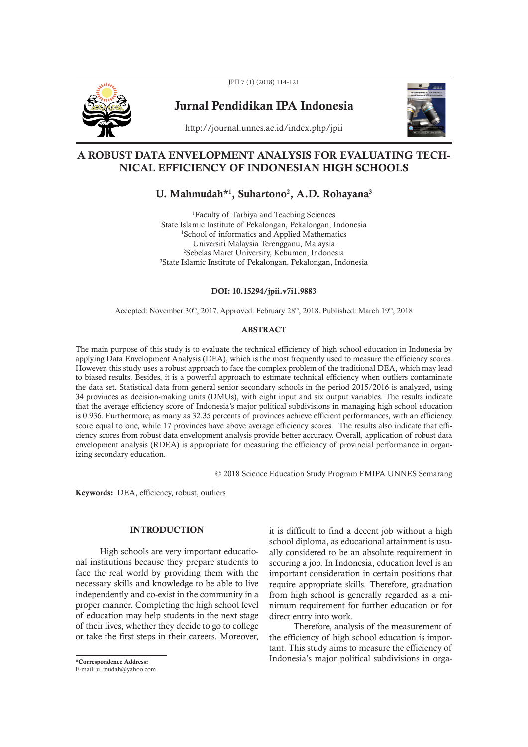# A ROBUST DATA ENVELOPMENT ANALYSIS FOR EVALUATING TECHNICAL EFFICIENCY OF INDONESIAN HIGH SCHOOLS

## U. Mahmudah*[1], Suhartono[2], A.D. Rohayana[3]

[1]Faculty of Tarbiya and Teaching Sciences
State Islamic Institute of Pekalongan, Pekalongan, Indonesia
[1]School of informatics and Applied Mathematics
Universiti Malaysia Terengganu, Malaysia
[2]Sebelas Maret University, Kebumen, Indonesia
[3]State Islamic Institute of Pekalongan, Pekalongan, Indonesia

**DOI: 10.15294/jpii.v7i1.9883**

Accepted: November 30th, 2017. Approved: February 28th, 2018. Published: March 19th, 2018

**ABSTRACT**

The main purpose of this study is to evaluate the technical efficiency of high school education in Indonesia by applying Data Envelopment Analysis (DEA), which is the most frequently used to measure the efficiency scores. However, this study uses a robust approach to face the complex problem of the traditional DEA, which may lead to biased results. Besides, it is a powerful approach to estimate technical efficiency when outliers contaminate the data set. Statistical data from general senior secondary schools in the period 2015/2016 is analyzed, using 34 provinces as decision-making units (DMUs), with eight input and six output variables. The results indicate that the average efficiency score of Indonesia's major political subdivisions in managing high school education is 0.936. Furthermore, as many as 32.35 percents of provinces achieve efficient performances, with an efficiency score equal to one, while 17 provinces have above average efficiency scores. The results also indicate that efficiency scores from robust data envelopment analysis provide better accuracy. Overall, application of robust data envelopment analysis (RDEA) is appropriate for measuring the efficiency of provincial performance in organizing secondary education.

© 2018 Science Education Study Program FMIPA UNNES Semarang

**Keywords:** DEA, efficiency, robust, outliers

## INTRODUCTION

High schools are very important educational institutions because they prepare students to face the real world by providing them with the necessary skills and knowledge to be able to live independently and co-exist in the community in a proper manner. Completing the high school level of education may help students in the next stage of their lives, whether they decide to go to college or take the first steps in their careers. Moreover, it is difficult to find a decent job without a high school diploma, as educational attainment is usually considered to be an absolute requirement in securing a job. In Indonesia, education level is an important consideration in certain positions that require appropriate skills. Therefore, graduation from high school is generally regarded as a minimum requirement for further education or for direct entry into work.

Therefore, analysis of the measurement of the efficiency of high school education is important. This study aims to measure the efficiency of Indonesia's major political subdivisions in orga-

*Correspondence Address:
E-mail: u_mudah@yahoo.com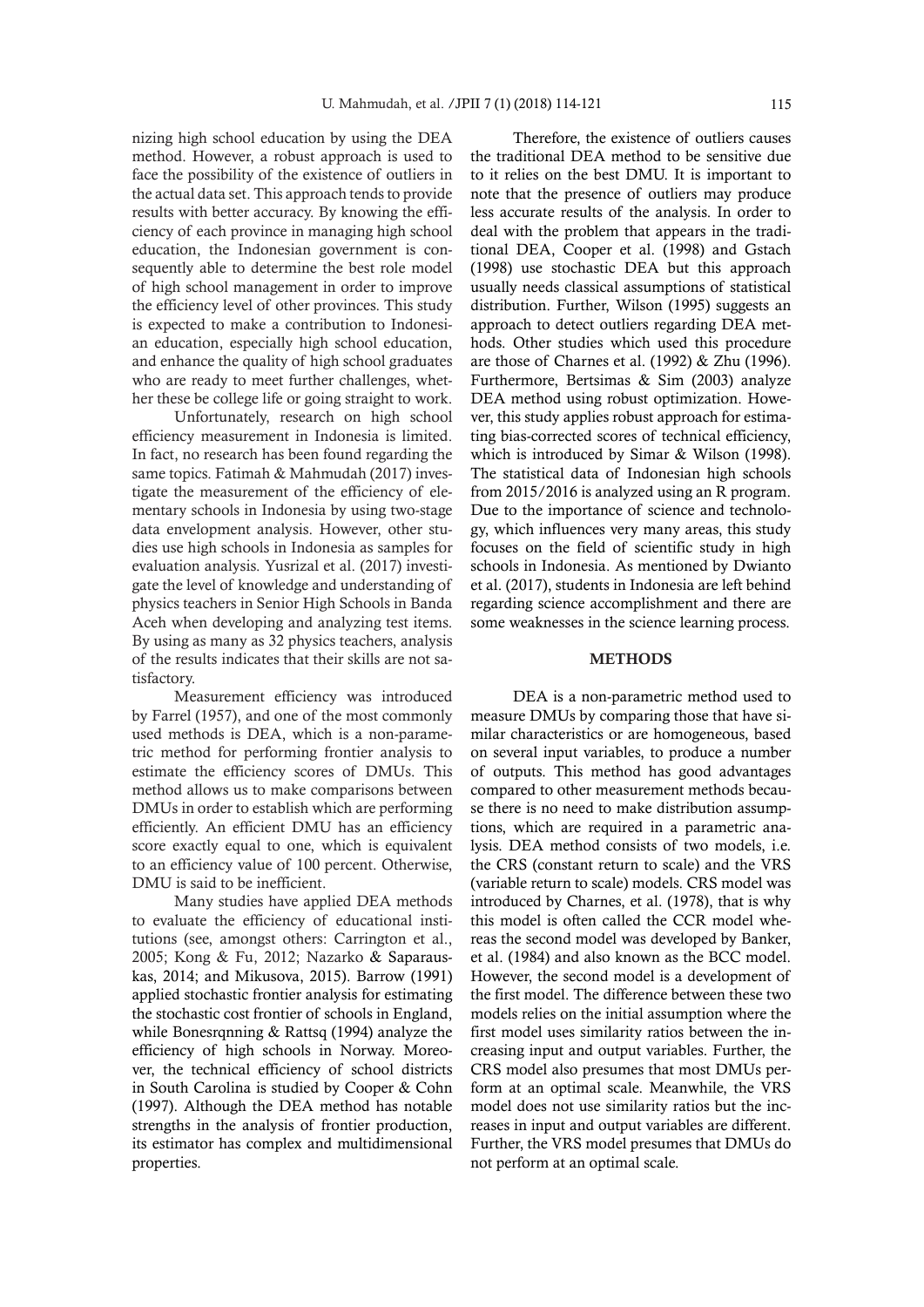nizing high school education by using the DEA method. However, a robust approach is used to face the possibility of the existence of outliers in the actual data set. This approach tends to provide results with better accuracy. By knowing the efficiency of each province in managing high school education, the Indonesian government is consequently able to determine the best role model of high school management in order to improve the efficiency level of other provinces. This study is expected to make a contribution to Indonesian education, especially high school education, and enhance the quality of high school graduates who are ready to meet further challenges, whether these be college life or going straight to work.

Unfortunately, research on high school efficiency measurement in Indonesia is limited. In fact, no research has been found regarding the same topics. Fatimah & Mahmudah (2017) investigate the measurement of the efficiency of elementary schools in Indonesia by using two-stage data envelopment analysis. However, other studies use high schools in Indonesia as samples for evaluation analysis. Yusrizal et al. (2017) investigate the level of knowledge and understanding of physics teachers in Senior High Schools in Banda Aceh when developing and analyzing test items. By using as many as 32 physics teachers, analysis of the results indicates that their skills are not satisfactory.

Measurement efficiency was introduced by Farrel (1957), and one of the most commonly used methods is DEA, which is a non-parametric method for performing frontier analysis to estimate the efficiency scores of DMUs. This method allows us to make comparisons between DMUs in order to establish which are performing efficiently. An efficient DMU has an efficiency score exactly equal to one, which is equivalent to an efficiency value of 100 percent. Otherwise, DMU is said to be inefficient.

Many studies have applied DEA methods to evaluate the efficiency of educational institutions (see, amongst others: Carrington et al., 2005; Kong & Fu, 2012; Nazarko & Saparauskas, 2014; and Mikusova, 2015). Barrow (1991) applied stochastic frontier analysis for estimating the stochastic cost frontier of schools in England, while Bonesrqnning & Rattsq (1994) analyze the efficiency of high schools in Norway. Moreover, the technical efficiency of school districts in South Carolina is studied by Cooper & Cohn (1997). Although the DEA method has notable strengths in the analysis of frontier production, its estimator has complex and multidimensional properties.

Therefore, the existence of outliers causes the traditional DEA method to be sensitive due to it relies on the best DMU. It is important to note that the presence of outliers may produce less accurate results of the analysis. In order to deal with the problem that appears in the traditional DEA, Cooper et al. (1998) and Gstach (1998) use stochastic DEA but this approach usually needs classical assumptions of statistical distribution. Further, Wilson (1995) suggests an approach to detect outliers regarding DEA methods. Other studies which used this procedure are those of Charnes et al. (1992) & Zhu (1996). Furthermore, Bertsimas & Sim (2003) analyze DEA method using robust optimization. However, this study applies robust approach for estimating bias-corrected scores of technical efficiency, which is introduced by Simar & Wilson (1998). The statistical data of Indonesian high schools from 2015/2016 is analyzed using an R program. Due to the importance of science and technology, which influences very many areas, this study focuses on the field of scientific study in high schools in Indonesia. As mentioned by Dwianto et al. (2017), students in Indonesia are left behind regarding science accomplishment and there are some weaknesses in the science learning process.

## METHODS

DEA is a non-parametric method used to measure DMUs by comparing those that have similar characteristics or are homogeneous, based on several input variables, to produce a number of outputs. This method has good advantages compared to other measurement methods because there is no need to make distribution assumptions, which are required in a parametric analysis. DEA method consists of two models, i.e. the CRS (constant return to scale) and the VRS (variable return to scale) models. CRS model was introduced by Charnes, et al. (1978), that is why this model is often called the CCR model whereas the second model was developed by Banker, et al. (1984) and also known as the BCC model. However, the second model is a development of the first model. The difference between these two models relies on the initial assumption where the first model uses similarity ratios between the increasing input and output variables. Further, the CRS model also presumes that most DMUs perform at an optimal scale. Meanwhile, the VRS model does not use similarity ratios but the increases in input and output variables are different. Further, the VRS model presumes that DMUs do not perform at an optimal scale.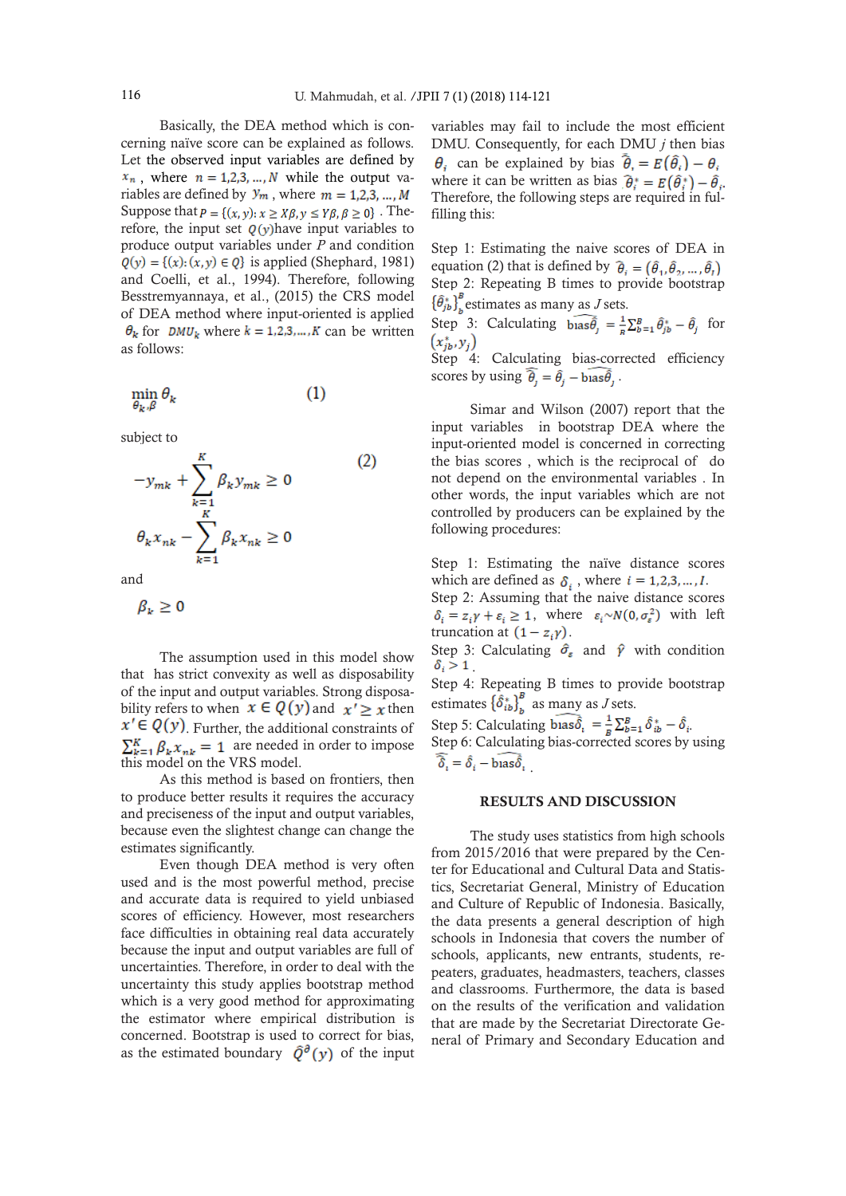Basically, the DEA method which is concerning naïve score can be explained as follows. Let the observed input variables are defined by $x_n$, where $n = 1,2,3,\dots,N$ while the output variables are defined by $y_m$, where $m = 1,2,3,\dots,M$ Suppose that $P = \{(x,y): x \geq X\beta, y \leq Y\beta, \beta \geq 0\}$. Therefore, the input set $Q(y)$ have input variables to produce output variables under $P$ and condition $Q(y) = \{(x):(x,y) \in Q\}$ is applied (Shephard, 1981) and Coelli, et al., 1994). Therefore, following Besstremyannaya, et al., (2015) the CRS model of DEA method where input-oriented is applied $\theta_k$ for $DMU_k$ where $k = 1,2,3,\dots,K$ can be written as follows:

$$\min_{\theta_k,\beta} \theta_k \tag{1}$$

subject to

$$-y_{mk} + \sum_{k=1}^{K} \beta_k y_{mk} \geq 0 \tag{2}$$

$$\theta_k x_{nk} - \sum_{k=1}^{K} \beta_k x_{nk} \geq 0$$

and

$$\beta_k \geq 0$$

The assumption used in this model show that has strict convexity as well as disposability of the input and output variables. Strong disposability refers to when $x \in Q(y)$ and $x' \geq x$ then $x' \in Q(y)$. Further, the additional constraints of $\sum_{k=1}^{K} \beta_k x_{nk} = 1$ are needed in order to impose this model on the VRS model.

As this method is based on frontiers, then to produce better results it requires the accuracy and preciseness of the input and output variables, because even the slightest change can change the estimates significantly.

Even though DEA method is very often used and is the most powerful method, precise and accurate data is required to yield unbiased scores of efficiency. However, most researchers face difficulties in obtaining real data accurately because the input and output variables are full of uncertainties. Therefore, in order to deal with the uncertainty this study applies bootstrap method which is a very good method for approximating the estimator where empirical distribution is concerned. Bootstrap is used to correct for bias, as the estimated boundary $\hat{Q}^{\partial}(y)$ of the input variables may fail to include the most efficient DMU. Consequently, for each DMU $j$ then bias $\theta_i$ can be explained by bias $\widehat{\theta}_i = E(\hat{\theta}_i) - \theta_i$ where it can be written as bias $\widehat{\theta}_i^* = E(\hat{\theta}_i^*) - \hat{\theta}_i$. Therefore, the following steps are required in fulfilling this:

Step 1: Estimating the naive scores of DEA in equation (2) that is defined by $\widehat{\theta}_i = (\hat{\theta}_1, \hat{\theta}_2, \dots, \hat{\theta}_I)$
Step 2: Repeating B times to provide bootstrap $\{\hat{\theta}_{jb}^*\}_b^B$ estimates as many as $J$ sets.
Step 3: Calculating $\widehat{\text{bias}\theta}_j = \frac{1}{B}\sum_{b=1}^{B} \hat{\theta}_{jb}^* - \hat{\theta}_j$ for $(x_{jb}^*, y_j)$
Step 4: Calculating bias-corrected efficiency scores by using $\widehat{\widehat{\theta}}_j = \hat{\theta}_j - \widehat{\text{bias}\theta}_j$.

Simar and Wilson (2007) report that the input variables in bootstrap DEA where the input-oriented model is concerned in correcting the bias scores , which is the reciprocal of do not depend on the environmental variables . In other words, the input variables which are not controlled by producers can be explained by the following procedures:

Step 1: Estimating the naïve distance scores which are defined as $\delta_i$, where $i = 1,2,3,\dots,I$.
Step 2: Assuming that the naive distance scores $\delta_i = z_i\gamma + \varepsilon_i \geq 1$, where $\varepsilon_i \sim N(0,\sigma_\varepsilon^2)$ with left truncation at $(1 - z_i\gamma)$.
Step 3: Calculating $\hat{\sigma}_\varepsilon$ and $\hat{\gamma}$ with condition $\delta_i > 1$.
Step 4: Repeating B times to provide bootstrap estimates $\{\hat{\delta}_{ib}^*\}_b^B$ as many as $J$ sets.
Step 5: Calculating $\widehat{\text{bias}\delta}_i = \frac{1}{B}\sum_{b=1}^{B} \hat{\delta}_{ib}^* - \hat{\delta}_i$.
Step 6: Calculating bias-corrected scores by using $\widehat{\widehat{\delta}}_i = \hat{\delta}_i - \widehat{\text{bias}\delta}_i$.

## RESULTS AND DISCUSSION

The study uses statistics from high schools from 2015/2016 that were prepared by the Center for Educational and Cultural Data and Statistics, Secretariat General, Ministry of Education and Culture of Republic of Indonesia. Basically, the data presents a general description of high schools in Indonesia that covers the number of schools, applicants, new entrants, students, repeaters, graduates, headmasters, teachers, classes and classrooms. Furthermore, the data is based on the results of the verification and validation that are made by the Secretariat Directorate General of Primary and Secondary Education and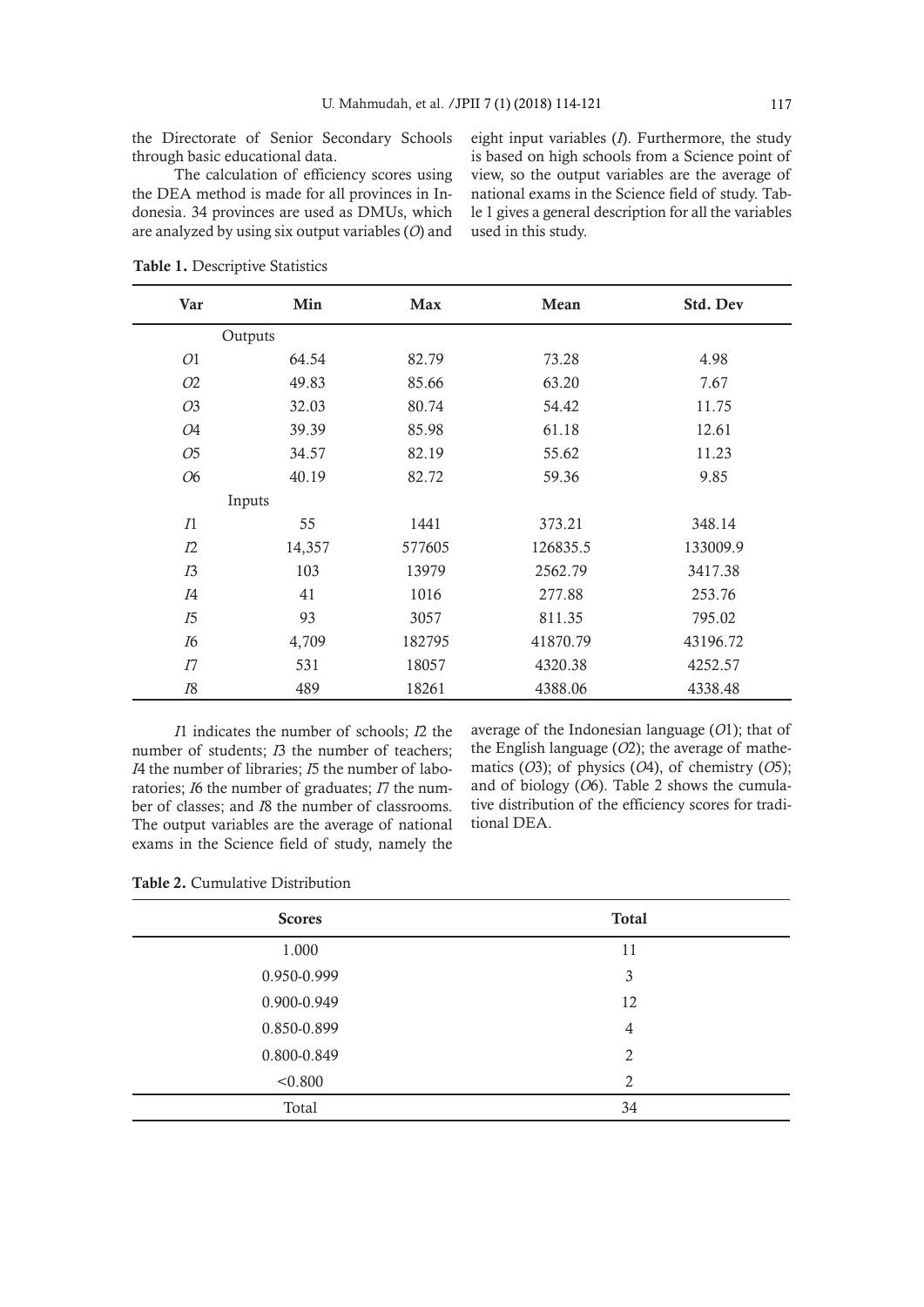the Directorate of Senior Secondary Schools through basic educational data.

The calculation of efficiency scores using the DEA method is made for all provinces in Indonesia. 34 provinces are used as DMUs, which are analyzed by using six output variables (*O*) and eight input variables (*I*). Furthermore, the study is based on high schools from a Science point of view, so the output variables are the average of national exams in the Science field of study. Table 1 gives a general description for all the variables used in this study.

**Table 1.** Descriptive Statistics

| Var | Min | Max | Mean | Std. Dev |
|---|---|---|---|---|
| | Outputs | | | |
| *O*1 | 64.54 | 82.79 | 73.28 | 4.98 |
| *O*2 | 49.83 | 85.66 | 63.20 | 7.67 |
| *O*3 | 32.03 | 80.74 | 54.42 | 11.75 |
| *O*4 | 39.39 | 85.98 | 61.18 | 12.61 |
| *O*5 | 34.57 | 82.19 | 55.62 | 11.23 |
| *O*6 | 40.19 | 82.72 | 59.36 | 9.85 |
| | Inputs | | | |
| *I*1 | 55 | 1441 | 373.21 | 348.14 |
| *I*2 | 14,357 | 577605 | 126835.5 | 133009.9 |
| *I*3 | 103 | 13979 | 2562.79 | 3417.38 |
| *I*4 | 41 | 1016 | 277.88 | 253.76 |
| *I*5 | 93 | 3057 | 811.35 | 795.02 |
| *I*6 | 4,709 | 182795 | 41870.79 | 43196.72 |
| *I*7 | 531 | 18057 | 4320.38 | 4252.57 |
| *I*8 | 489 | 18261 | 4388.06 | 4338.48 |

*I*1 indicates the number of schools; *I*2 the number of students; *I*3 the number of teachers; *I*4 the number of libraries; *I*5 the number of laboratories; *I*6 the number of graduates; *I*7 the number of classes; and *I*8 the number of classrooms. The output variables are the average of national exams in the Science field of study, namely the average of the Indonesian language (*O*1); that of the English language (*O*2); the average of mathematics (*O*3); of physics (*O*4), of chemistry (*O*5); and of biology (*O*6). Table 2 shows the cumulative distribution of the efficiency scores for traditional DEA.

**Table 2.** Cumulative Distribution

| Scores | Total |
|---|---|
| 1.000 | 11 |
| 0.950-0.999 | 3 |
| 0.900-0.949 | 12 |
| 0.850-0.899 | 4 |
| 0.800-0.849 | 2 |
| <0.800 | 2 |
| Total | 34 |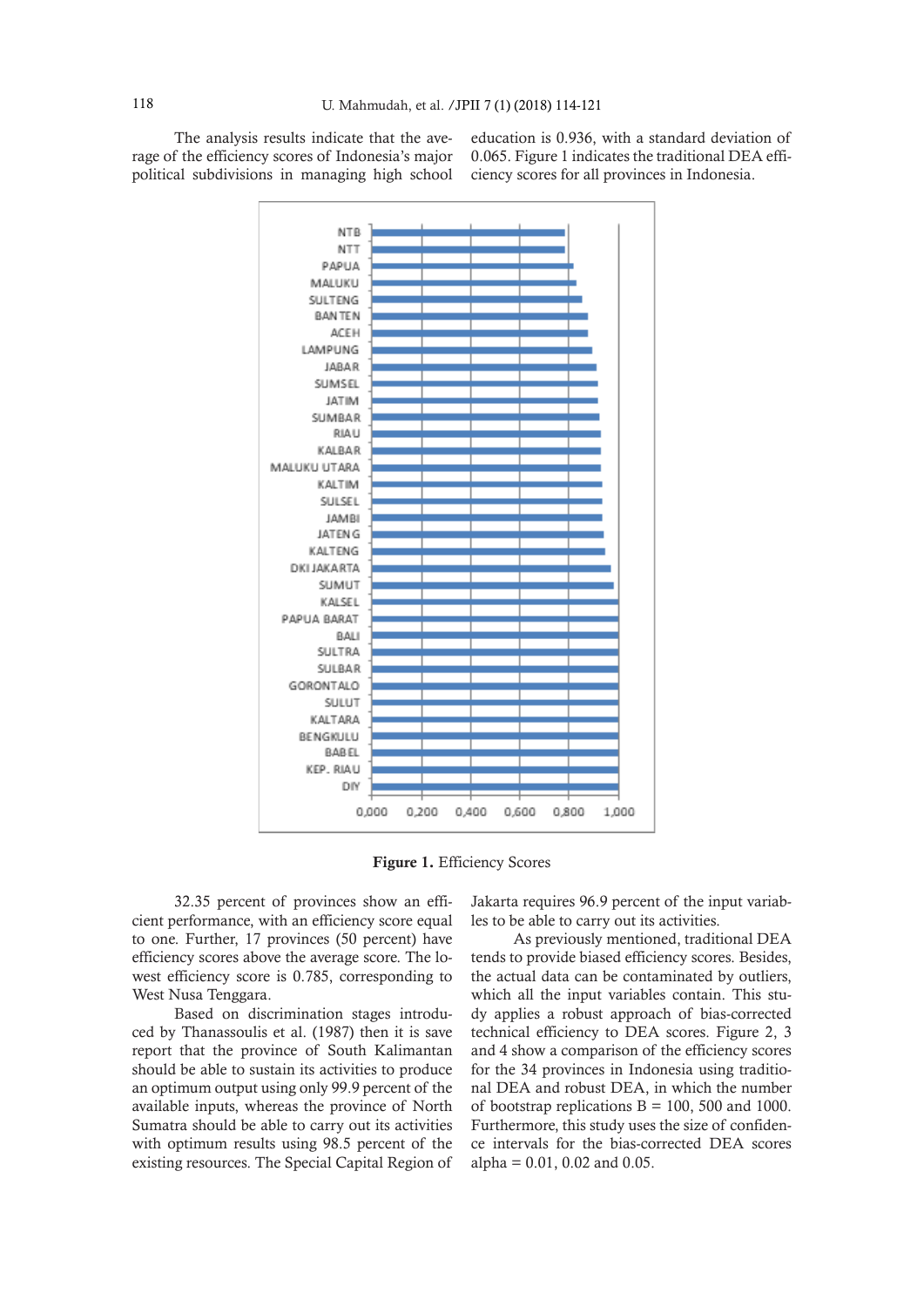The analysis results indicate that the average of the efficiency scores of Indonesia's major political subdivisions in managing high school education is 0.936, with a standard deviation of 0.065. Figure 1 indicates the traditional DEA efficiency scores for all provinces in Indonesia.

**Figure 1.** Efficiency Scores

32.35 percent of provinces show an efficient performance, with an efficiency score equal to one. Further, 17 provinces (50 percent) have efficiency scores above the average score. The lowest efficiency score is 0.785, corresponding to West Nusa Tenggara.

Based on discrimination stages introduced by Thanassoulis et al. (1987) then it is save report that the province of South Kalimantan should be able to sustain its activities to produce an optimum output using only 99.9 percent of the available inputs, whereas the province of North Sumatra should be able to carry out its activities with optimum results using 98.5 percent of the existing resources. The Special Capital Region of Jakarta requires 96.9 percent of the input variables to be able to carry out its activities.

As previously mentioned, traditional DEA tends to provide biased efficiency scores. Besides, the actual data can be contaminated by outliers, which all the input variables contain. This study applies a robust approach of bias-corrected technical efficiency to DEA scores. Figure 2, 3 and 4 show a comparison of the efficiency scores for the 34 provinces in Indonesia using traditional DEA and robust DEA, in which the number of bootstrap replications B = 100, 500 and 1000. Furthermore, this study uses the size of confidence intervals for the bias-corrected DEA scores alpha = 0.01, 0.02 and 0.05.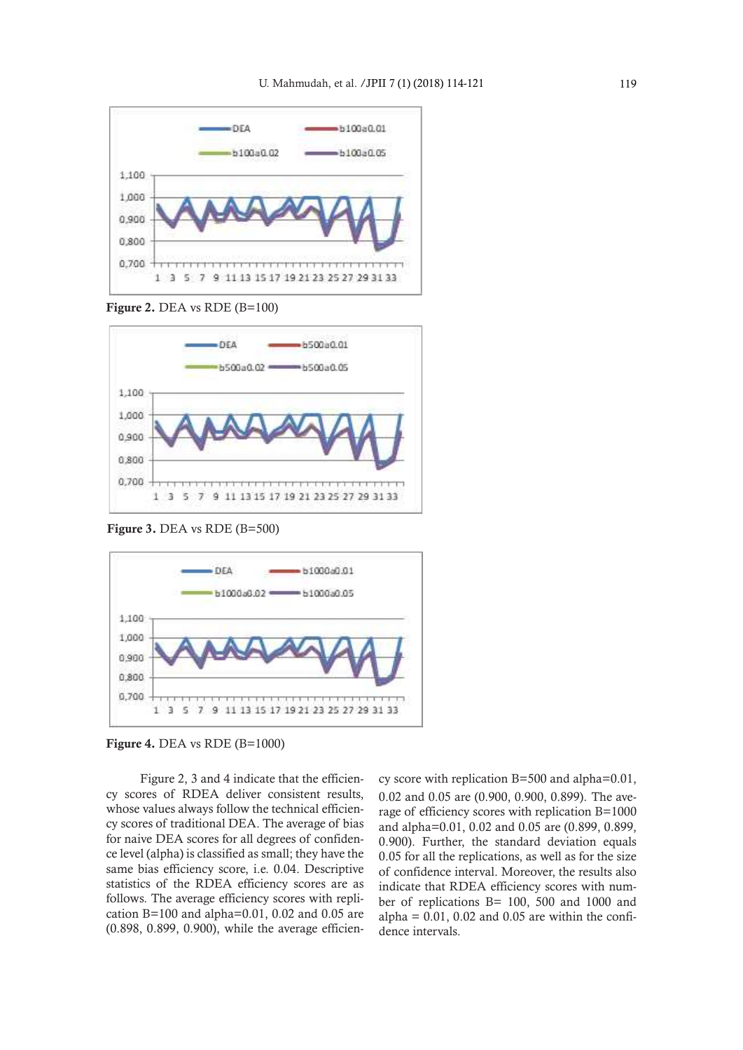Figure 2. DEA vs RDE (B=100)

Figure 3. DEA vs RDE (B=500)

Figure 4. DEA vs RDE (B=1000)

Figure 2, 3 and 4 indicate that the efficiency scores of RDEA deliver consistent results, whose values always follow the technical efficiency scores of traditional DEA. The average of bias for naive DEA scores for all degrees of confidence level (alpha) is classified as small; they have the same bias efficiency score, i.e. 0.04. Descriptive statistics of the RDEA efficiency scores are as follows. The average efficiency scores with replication B=100 and alpha=0.01, 0.02 and 0.05 are (0.898, 0.899, 0.900), while the average efficiency score with replication B=500 and alpha=0.01, 0.02 and 0.05 are (0.900, 0.900, 0.899). The average of efficiency scores with replication B=1000 and alpha=0.01, 0.02 and 0.05 are (0.899, 0.899, 0.900). Further, the standard deviation equals 0.05 for all the replications, as well as for the size of confidence interval. Moreover, the results also indicate that RDEA efficiency scores with number of replications B= 100, 500 and 1000 and alpha = 0.01, 0.02 and 0.05 are within the confidence intervals.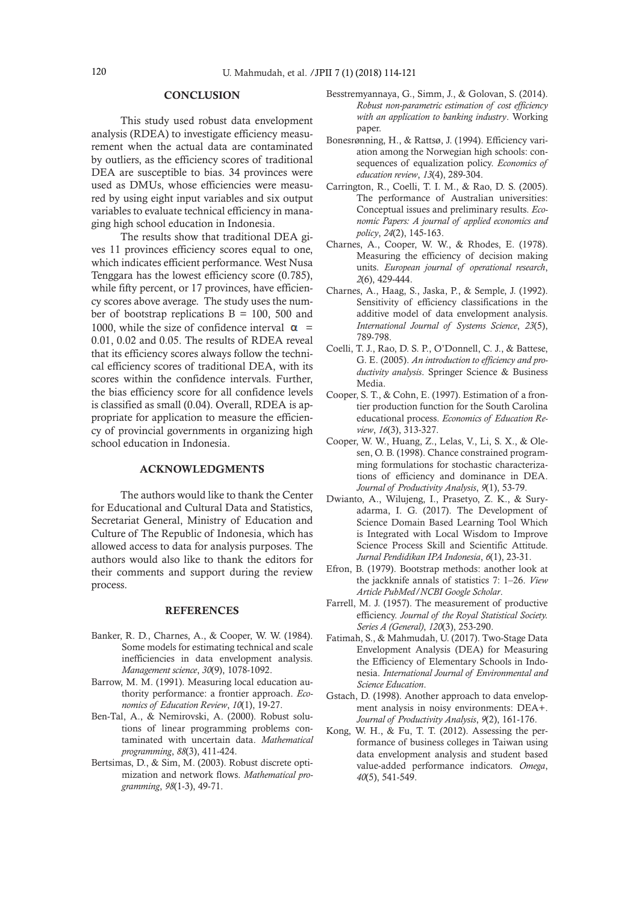## CONCLUSION

This study used robust data envelopment analysis (RDEA) to investigate efficiency measurement when the actual data are contaminated by outliers, as the efficiency scores of traditional DEA are susceptible to bias. 34 provinces were used as DMUs, whose efficiencies were measured by using eight input variables and six output variables to evaluate technical efficiency in managing high school education in Indonesia.

The results show that traditional DEA gives 11 provinces efficiency scores equal to one, which indicates efficient performance. West Nusa Tenggara has the lowest efficiency score (0.785), while fifty percent, or 17 provinces, have efficiency scores above average. The study uses the number of bootstrap replications B = 100, 500 and 1000, while the size of confidence interval $\alpha$ = 0.01, 0.02 and 0.05. The results of RDEA reveal that its efficiency scores always follow the technical efficiency scores of traditional DEA, with its scores within the confidence intervals. Further, the bias efficiency score for all confidence levels is classified as small (0.04). Overall, RDEA is appropriate for application to measure the efficiency of provincial governments in organizing high school education in Indonesia.

## ACKNOWLEDGMENTS

The authors would like to thank the Center for Educational and Cultural Data and Statistics, Secretariat General, Ministry of Education and Culture of The Republic of Indonesia, which has allowed access to data for analysis purposes. The authors would also like to thank the editors for their comments and support during the review process.

## REFERENCES

Banker, R. D., Charnes, A., & Cooper, W. W. (1984). Some models for estimating technical and scale inefficiencies in data envelopment analysis. *Management science*, *30*(9), 1078-1092.

Barrow, M. M. (1991). Measuring local education authority performance: a frontier approach. *Economics of Education Review*, *10*(1), 19-27.

Ben-Tal, A., & Nemirovski, A. (2000). Robust solutions of linear programming problems contaminated with uncertain data. *Mathematical programming*, *88*(3), 411-424.

Bertsimas, D., & Sim, M. (2003). Robust discrete optimization and network flows. *Mathematical programming*, *98*(1-3), 49-71.

Besstremyannaya, G., Simm, J., & Golovan, S. (2014). *Robust non-parametric estimation of cost efficiency with an application to banking industry*. Working paper.

Bonesrønning, H., & Rattsø, J. (1994). Efficiency variation among the Norwegian high schools: consequences of equalization policy. *Economics of education review*, *13*(4), 289-304.

Carrington, R., Coelli, T. I. M., & Rao, D. S. (2005). The performance of Australian universities: Conceptual issues and preliminary results. *Economic Papers: A journal of applied economics and policy*, *24*(2), 145-163.

Charnes, A., Cooper, W. W., & Rhodes, E. (1978). Measuring the efficiency of decision making units. *European journal of operational research*, *2*(6), 429-444.

Charnes, A., Haag, S., Jaska, P., & Semple, J. (1992). Sensitivity of efficiency classifications in the additive model of data envelopment analysis. *International Journal of Systems Science*, *23*(5), 789-798.

Coelli, T. J., Rao, D. S. P., O'Donnell, C. J., & Battese, G. E. (2005). *An introduction to efficiency and productivity analysis*. Springer Science & Business Media.

Cooper, S. T., & Cohn, E. (1997). Estimation of a frontier production function for the South Carolina educational process. *Economics of Education Review*, *16*(3), 313-327.

Cooper, W. W., Huang, Z., Lelas, V., Li, S. X., & Olesen, O. B. (1998). Chance constrained programming formulations for stochastic characterizations of efficiency and dominance in DEA. *Journal of Productivity Analysis*, *9*(1), 53-79.

Dwianto, A., Wilujeng, I., Prasetyo, Z. K., & Suryadarma, I. G. (2017). The Development of Science Domain Based Learning Tool Which is Integrated with Local Wisdom to Improve Science Process Skill and Scientific Attitude. *Jurnal Pendidikan IPA Indonesia*, *6*(1), 23-31.

Efron, B. (1979). Bootstrap methods: another look at the jackknife annals of statistics 7: 1–26. *View Article PubMed/NCBI Google Scholar*.

Farrell, M. J. (1957). The measurement of productive efficiency. *Journal of the Royal Statistical Society. Series A (General)*, *120*(3), 253-290.

Fatimah, S., & Mahmudah, U. (2017). Two-Stage Data Envelopment Analysis (DEA) for Measuring the Efficiency of Elementary Schools in Indonesia. *International Journal of Environmental and Science Education*.

Gstach, D. (1998). Another approach to data envelopment analysis in noisy environments: DEA+. *Journal of Productivity Analysis*, *9*(2), 161-176.

Kong, W. H., & Fu, T. T. (2012). Assessing the performance of business colleges in Taiwan using data envelopment analysis and student based value-added performance indicators. *Omega*, *40*(5), 541-549.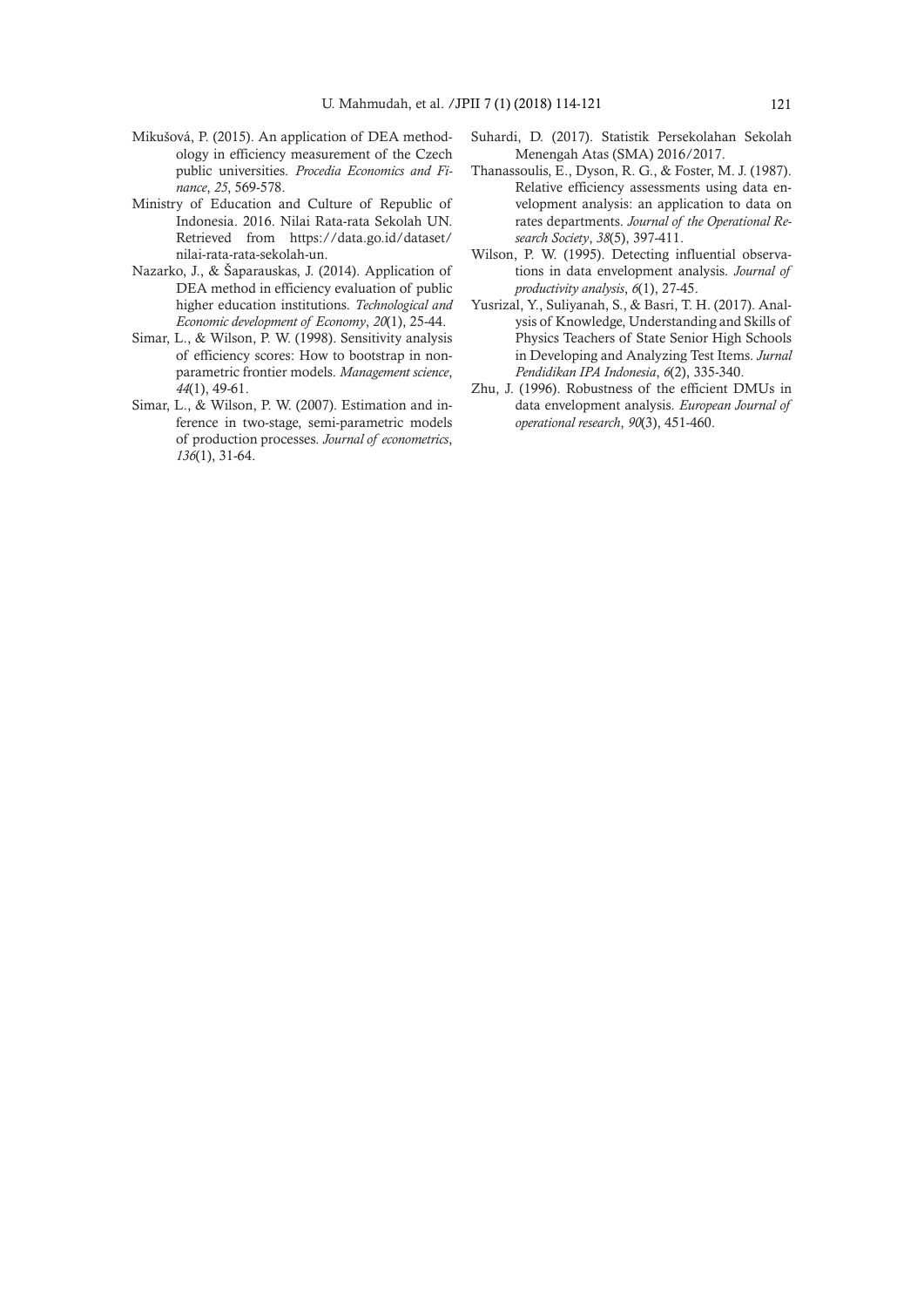Mikušová, P. (2015). An application of DEA methodology in efficiency measurement of the Czech public universities. *Procedia Economics and Finance*, *25*, 569-578.

Ministry of Education and Culture of Republic of Indonesia. 2016. Nilai Rata-rata Sekolah UN. Retrieved from https://data.go.id/dataset/nilai-rata-rata-sekolah-un.

Nazarko, J., & Šaparauskas, J. (2014). Application of DEA method in efficiency evaluation of public higher education institutions. *Technological and Economic development of Economy*, *20*(1), 25-44.

Simar, L., & Wilson, P. W. (1998). Sensitivity analysis of efficiency scores: How to bootstrap in nonparametric frontier models. *Management science*, *44*(1), 49-61.

Simar, L., & Wilson, P. W. (2007). Estimation and inference in two-stage, semi-parametric models of production processes. *Journal of econometrics*, *136*(1), 31-64.

Suhardi, D. (2017). Statistik Persekolahan Sekolah Menengah Atas (SMA) 2016/2017.

Thanassoulis, E., Dyson, R. G., & Foster, M. J. (1987). Relative efficiency assessments using data envelopment analysis: an application to data on rates departments. *Journal of the Operational Research Society*, *38*(5), 397-411.

Wilson, P. W. (1995). Detecting influential observations in data envelopment analysis. *Journal of productivity analysis*, *6*(1), 27-45.

Yusrizal, Y., Suliyanah, S., & Basri, T. H. (2017). Analysis of Knowledge, Understanding and Skills of Physics Teachers of State Senior High Schools in Developing and Analyzing Test Items. *Jurnal Pendidikan IPA Indonesia*, *6*(2), 335-340.

Zhu, J. (1996). Robustness of the efficient DMUs in data envelopment analysis. *European Journal of operational research*, *90*(3), 451-460.